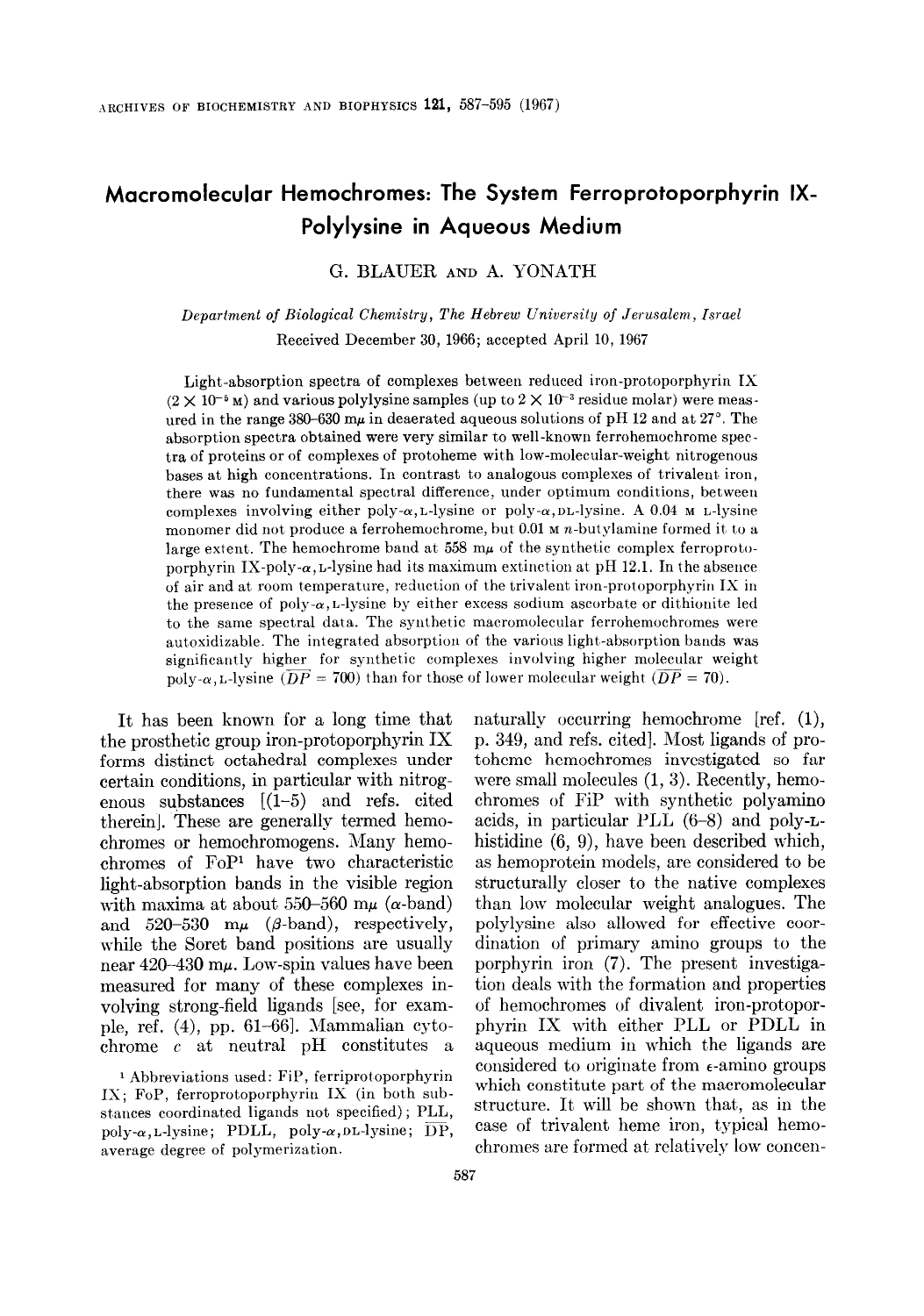# Macromolecular Hemochromes: The System Ferroprotoporphyrin IX-Polylysine in Aqueous Medium

G. BLAUER AND A. YONATH

*Department of Biological Chemistry, The Hebrew University of Jerusalem, Israel*

Received December 30, 1966; accepted April 10, 1967

Light-absorption spectra of complexes between reduced iron-protoporphyrin IX ($2 \times 10^{-5}$ M) and various polylysine samples (up to $2 \times 10^{-3}$ residue molar) were measured in the range 380–630 m$\mu$ in deaerated aqueous solutions of pH 12 and at 27°. The absorption spectra obtained were very similar to well-known ferrohemochrome spectra of proteins or of complexes of protoheme with low-molecular-weight nitrogenous bases at high concentrations. In contrast to analogous complexes of trivalent iron, there was no fundamental spectral difference, under optimum conditions, between complexes involving either poly-$\alpha$,L-lysine or poly-$\alpha$,DL-lysine. A 0.04 M L-lysine monomer did not produce a ferrohemochrome, but 0.01 M $n$-butylamine formed it to a large extent. The hemochrome band at 558 m$\mu$ of the synthetic complex ferroprotoporphyrin IX-poly-$\alpha$,L-lysine had its maximum extinction at pH 12.1. In the absence of air and at room temperature, reduction of the trivalent iron-protoporphyrin IX in the presence of poly-$\alpha$,L-lysine by either excess sodium ascorbate or dithionite led to the same spectral data. The synthetic macromolecular ferrohemochromes were autoxidizable. The integrated absorption of the various light-absorption bands was significantly higher for synthetic complexes involving higher molecular weight poly-$\alpha$,L-lysine ($\overline{DP} = 700$) than for those of lower molecular weight ($\overline{DP} = 70$).

It has been known for a long time that the prosthetic group iron-protoporphyrin IX forms distinct octahedral complexes under certain conditions, in particular with nitrogenous substances [(1–5) and refs. cited therein]. These are generally termed hemochromes or hemochromogens. Many hemochromes of FoP[1] have two characteristic light-absorption bands in the visible region with maxima at about 550–560 m$\mu$ ($\alpha$-band) and 520–530 m$\mu$ ($\beta$-band), respectively, while the Soret band positions are usually near 420–430 m$\mu$. Low-spin values have been measured for many of these complexes involving strong-field ligands [see, for example, ref. (4), pp. 61–66]. Mammalian cytochrome $c$ at neutral pH constitutes a naturally occurring hemochrome [ref. (1), p. 349, and refs. cited]. Most ligands of protoheme hemochromes investigated so far were small molecules (1, 3). Recently, hemochromes of FiP with synthetic polyamino acids, in particular PLL (6–8) and poly-L-histidine (6, 9), have been described which, as hemoprotein models, are considered to be structurally closer to the native complexes than low molecular weight analogues. The polylysine also allowed for effective coordination of primary amino groups to the porphyrin iron (7). The present investigation deals with the formation and properties of hemochromes of divalent iron-protoporphyrin IX with either PLL or PDLL in aqueous medium in which the ligands are considered to originate from $\epsilon$-amino groups which constitute part of the macromolecular structure. It will be shown that, as in the case of trivalent heme iron, typical hemochromes are formed at relatively low concen-

[1] Abbreviations used: FiP, ferriprotoporphyrin IX; FoP, ferroprotoporphyrin IX (in both substances coordinated ligands not specified); PLL, poly-$\alpha$,L-lysine; PDLL, poly-$\alpha$,DL-lysine; $\overline{DP}$, average degree of polymerization.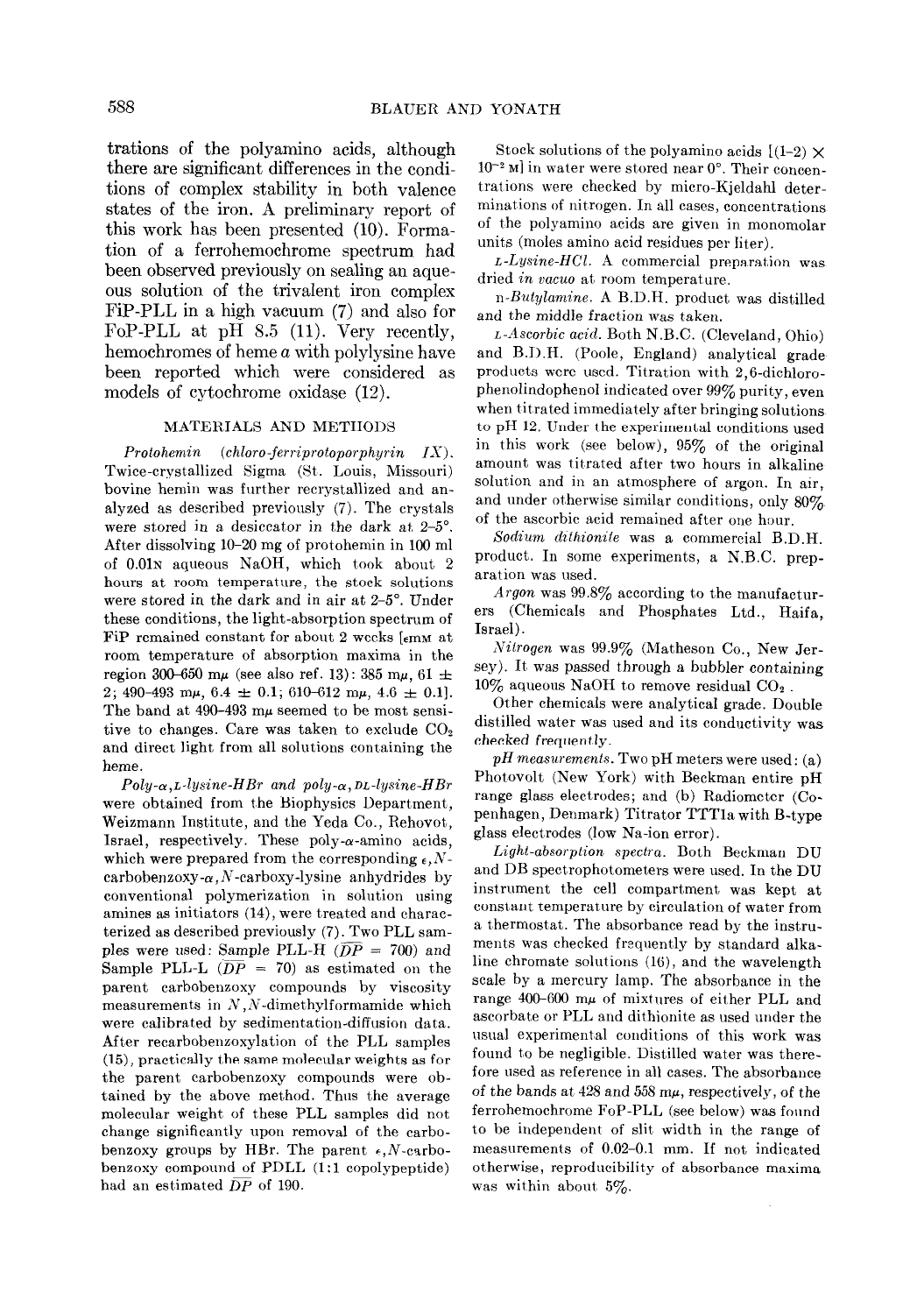trations of the polyamino acids, although there are significant differences in the conditions of complex stability in both valence states of the iron. A preliminary report of this work has been presented (10). Formation of a ferrohemochrome spectrum had been observed previously on sealing an aqueous solution of the trivalent iron complex FiP-PLL in a high vacuum (7) and also for FoP-PLL at pH 8.5 (11). Very recently, hemochromes of heme *a* with polylysine have been reported which were considered as models of cytochrome oxidase (12).

## MATERIALS AND METHODS

*Protohemin (chloro-ferriprotoporphyrin IX).* Twice-crystallized Sigma (St. Louis, Missouri) bovine hemin was further recrystallized and analyzed as described previously (7). The crystals were stored in a desiccator in the dark at 2–5°. After dissolving 10–20 mg of protohemin in 100 ml of 0.01N aqueous NaOH, which took about 2 hours at room temperature, the stock solutions were stored in the dark and in air at 2–5°. Under these conditions, the light-absorption spectrum of FiP remained constant for about 2 weeks [$\epsilon_{mM}$ at room temperature of absorption maxima in the region 300–650 mμ (see also ref. 13): 385 mμ, 61 ± 2; 490–493 mμ, 6.4 ± 0.1; 610–612 mμ, 4.6 ± 0.1]. The band at 490–493 mμ seemed to be most sensitive to changes. Care was taken to exclude $CO_2$ and direct light from all solutions containing the heme.

*Poly-α,L-lysine-HBr and poly-α,DL-lysine-HBr* were obtained from the Biophysics Department, Weizmann Institute, and the Yeda Co., Rehovot, Israel, respectively. These poly-α-amino acids, which were prepared from the corresponding ε,N-carbobenzoxy-α,N-carboxy-lysine anhydrides by conventional polymerization in solution using amines as initiators (14), were treated and characterized as described previously (7). Two PLL samples were used: Sample PLL-H ($\overline{DP}$ = 700) and Sample PLL-L ($\overline{DP}$ = 70) as estimated on the parent carbobenzoxy compounds by viscosity measurements in N,N-dimethylformamide which were calibrated by sedimentation-diffusion data. After recarbobenzoxylation of the PLL samples (15), practically the same molecular weights as for the parent carbobenzoxy compounds were obtained by the above method. Thus the average molecular weight of these PLL samples did not change significantly upon removal of the carbobenzoxy groups by HBr. The parent ε,N-carbobenzoxy compound of PDLL (1:1 copolypeptide) had an estimated $\overline{DP}$ of 190.

Stock solutions of the polyamino acids [(1–2) × $10^{-2}$ M] in water were stored near 0°. Their concentrations were checked by micro-Kjeldahl determinations of nitrogen. In all cases, concentrations of the polyamino acids are given in monomolar units (moles amino acid residues per liter).

*L-Lysine-HCl.* A commercial preparation was dried *in vacuo* at room temperature.

*n-Butylamine.* A B.D.H. product was distilled and the middle fraction was taken.

*L-Ascorbic acid.* Both N.B.C. (Cleveland, Ohio) and B.D.H. (Poole, England) analytical grade products were used. Titration with 2,6-dichlorophenolindophenol indicated over 99% purity, even when titrated immediately after bringing solutions to pH 12. Under the experimental conditions used in this work (see below), 95% of the original amount was titrated after two hours in alkaline solution and in an atmosphere of argon. In air, and under otherwise similar conditions, only 80% of the ascorbic acid remained after one hour.

*Sodium dithionite* was a commercial B.D.H. product. In some experiments, a N.B.C. preparation was used.

*Argon* was 99.8% according to the manufacturers (Chemicals and Phosphates Ltd., Haifa, Israel).

*Nitrogen* was 99.9% (Matheson Co., New Jersey). It was passed through a bubbler containing 10% aqueous NaOH to remove residual $CO_2$.

Other chemicals were analytical grade. Double distilled water was used and its conductivity was checked frequently.

*pH measurements.* Two pH meters were used: (a) Photovolt (New York) with Beckman entire pH range glass electrodes; and (b) Radiometer (Copenhagen, Denmark) Titrator TTT1a with B-type glass electrodes (low Na-ion error).

*Light-absorption spectra.* Both Beckman DU and DB spectrophotometers were used. In the DU instrument the cell compartment was kept at constant temperature by circulation of water from a thermostat. The absorbance read by the instruments was checked frequently by standard alkaline chromate solutions (16), and the wavelength scale by a mercury lamp. The absorbance in the range 400–600 mμ of mixtures of either PLL and ascorbate or PLL and dithionite as used under the usual experimental conditions of this work was found to be negligible. Distilled water was therefore used as reference in all cases. The absorbance of the bands at 428 and 558 mμ, respectively, of the ferrohemochrome FoP-PLL (see below) was found to be independent of slit width in the range of measurements of 0.02–0.1 mm. If not indicated otherwise, reproducibility of absorbance maxima was within about 5%.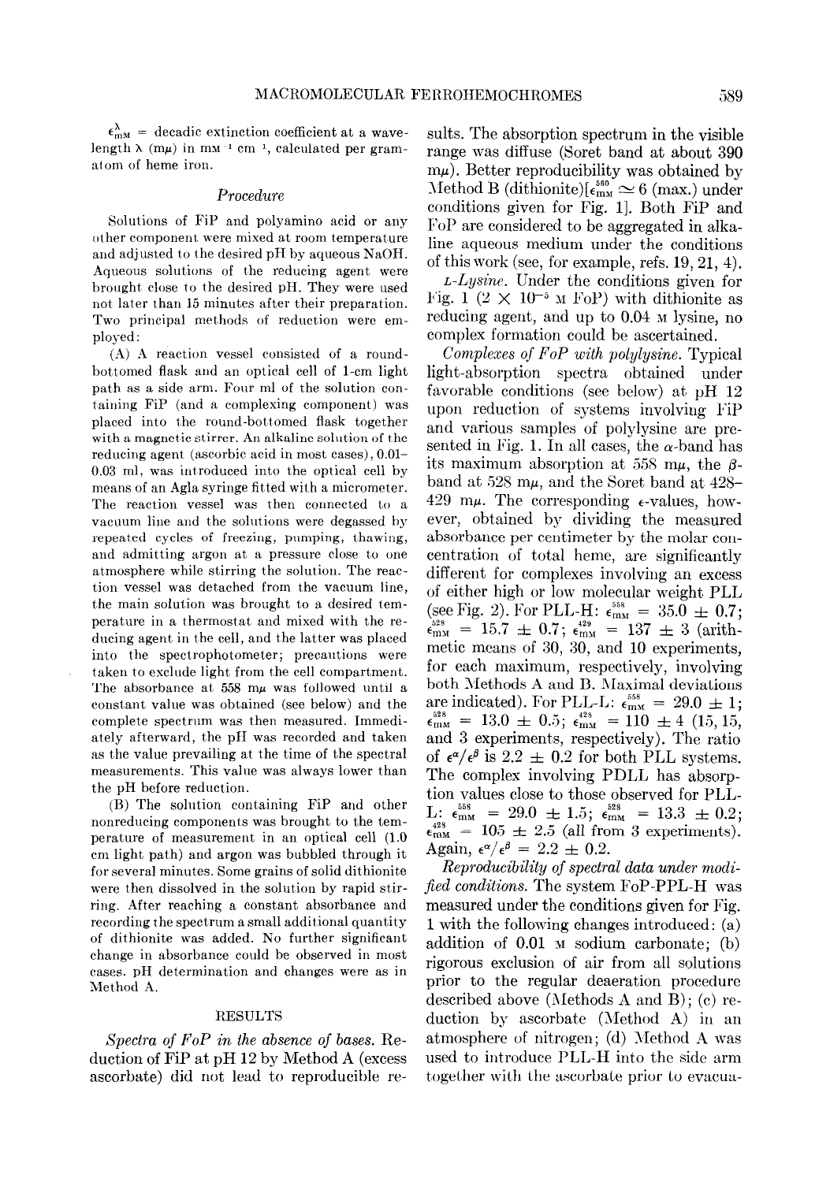$\epsilon_{mM}^{\lambda}$ = decadic extinction coefficient at a wavelength λ (mμ) in $mM^{-1}$ $cm^{-1}$, calculated per gram-atom of heme iron.

### *Procedure*

Solutions of FiP and polyamino acid or any other component were mixed at room temperature and adjusted to the desired pH by aqueous NaOH. Aqueous solutions of the reducing agent were brought close to the desired pH. They were used not later than 15 minutes after their preparation. Two principal methods of reduction were employed:

(A) A reaction vessel consisted of a round-bottomed flask and an optical cell of 1-cm light path as a side arm. Four ml of the solution containing FiP (and a complexing component) was placed into the round-bottomed flask together with a magnetic stirrer. An alkaline solution of the reducing agent (ascorbic acid in most cases), 0.01–0.03 ml, was introduced into the optical cell by means of an Agla syringe fitted with a micrometer. The reaction vessel was then connected to a vacuum line and the solutions were degassed by repeated cycles of freezing, pumping, thawing, and admitting argon at a pressure close to one atmosphere while stirring the solution. The reaction vessel was detached from the vacuum line, the main solution was brought to a desired temperature in a thermostat and mixed with the reducing agent in the cell, and the latter was placed into the spectrophotometer; precautions were taken to exclude light from the cell compartment. The absorbance at 558 mμ was followed until a constant value was obtained (see below) and the complete spectrum was then measured. Immediately afterward, the pH was recorded and taken as the value prevailing at the time of the spectral measurements. This value was always lower than the pH before reduction.

(B) The solution containing FiP and other nonreducing components was brought to the temperature of measurement in an optical cell (1.0 cm light path) and argon was bubbled through it for several minutes. Some grains of solid dithionite were then dissolved in the solution by rapid stirring. After reaching a constant absorbance and recording the spectrum a small additional quantity of dithionite was added. No further significant change in absorbance could be observed in most cases. pH determination and changes were as in Method A.

## RESULTS

*Spectra of FoP in the absence of bases.* Reduction of FiP at pH 12 by Method A (excess ascorbate) did not lead to reproducible results. The absorption spectrum in the visible range was diffuse (Soret band at about 390 mμ). Better reproducibility was obtained by Method B (dithionite)[$\epsilon_{mM}^{560} \simeq 6$ (max.) under conditions given for Fig. 1]. Both FiP and FoP are considered to be aggregated in alkaline aqueous medium under the conditions of this work (see, for example, refs. 19, 21, 4).

*L-Lysine.* Under the conditions given for Fig. 1 ($2 \times 10^{-5}$ M FoP) with dithionite as reducing agent, and up to 0.04 M lysine, no complex formation could be ascertained.

*Complexes of FoP with polylysine.* Typical light-absorption spectra obtained under favorable conditions (see below) at pH 12 upon reduction of systems involving FiP and various samples of polylysine are presented in Fig. 1. In all cases, the α-band has its maximum absorption at 558 mμ, the β-band at 528 mμ, and the Soret band at 428–429 mμ. The corresponding ε-values, however, obtained by dividing the measured absorbance per centimeter by the molar concentration of total heme, are significantly different for complexes involving an excess of either high or low molecular weight PLL (see Fig. 2). For PLL-H: $\epsilon_{mM}^{558} = 35.0 \pm 0.7$; $\epsilon_{mM}^{528} = 15.7 \pm 0.7$; $\epsilon_{mM}^{429} = 137 \pm 3$ (arithmetic means of 30, 30, and 10 experiments, for each maximum, respectively, involving both Methods A and B. Maximal deviations are indicated). For PLL-L: $\epsilon_{mM}^{558} = 29.0 \pm 1$; $\epsilon_{mM}^{528} = 13.0 \pm 0.5$; $\epsilon_{mM}^{428} = 110 \pm 4$ (15, 15, and 3 experiments, respectively). The ratio of $\epsilon^{\alpha}/\epsilon^{\beta}$ is $2.2 \pm 0.2$ for both PLL systems. The complex involving PDLL has absorption values close to those observed for PLL-L: $\epsilon_{mM}^{558} = 29.0 \pm 1.5$; $\epsilon_{mM}^{528} = 13.3 \pm 0.2$; $\epsilon_{mM}^{428} = 105 \pm 2.5$ (all from 3 experiments). Again, $\epsilon^{\alpha}/\epsilon^{\beta} = 2.2 \pm 0.2$.

*Reproducibility of spectral data under modified conditions.* The system FoP-PPL-H was measured under the conditions given for Fig. 1 with the following changes introduced: (a) addition of 0.01 M sodium carbonate; (b) rigorous exclusion of air from all solutions prior to the regular deaeration procedure described above (Methods A and B); (c) reduction by ascorbate (Method A) in an atmosphere of nitrogen; (d) Method A was used to introduce PLL-H into the side arm together with the ascorbate prior to evacua-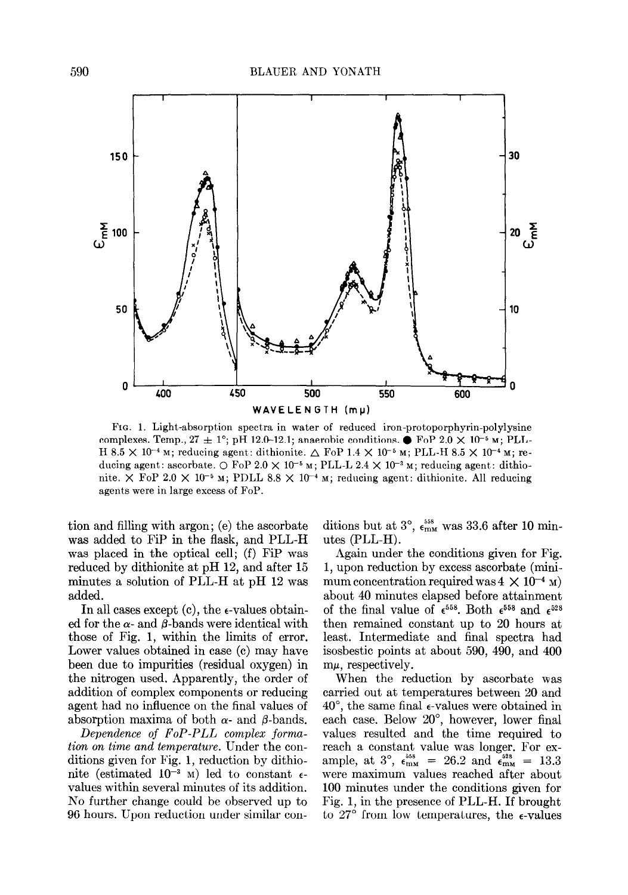FIG. 1. Light-absorption spectra in water of reduced iron-protoporphyrin-polylysine complexes. Temp., 27 ± 1°; pH 12.0–12.1; anaerobic conditions. ● FoP $2.0 \times 10^{-5}$ M; PLL-H $8.5 \times 10^{-4}$ M; reducing agent: dithionite. △ FoP $1.4 \times 10^{-5}$ M; PLL-H $8.5 \times 10^{-4}$ M; reducing agent: ascorbate. ○ FoP $2.0 \times 10^{-5}$ M; PLL-L $2.4 \times 10^{-3}$ M; reducing agent: dithionite. × FoP $2.0 \times 10^{-5}$ M; PDLL $8.8 \times 10^{-4}$ M; reducing agent: dithionite. All reducing agents were in large excess of FoP.

tion and filling with argon; (e) the ascorbate was added to FiP in the flask, and PLL-H was placed in the optical cell; (f) FiP was reduced by dithionite at pH 12, and after 15 minutes a solution of PLL-H at pH 12 was added.

In all cases except (c), the ε-values obtained for the α- and β-bands were identical with those of Fig. 1, within the limits of error. Lower values obtained in case (c) may have been due to impurities (residual oxygen) in the nitrogen used. Apparently, the order of addition of complex components or reducing agent had no influence on the final values of absorption maxima of both α- and β-bands.

*Dependence of FoP-PLL complex formation on time and temperature.* Under the conditions given for Fig. 1, reduction by dithionite (estimated $10^{-3}$ M) led to constant ε-values within several minutes of its addition. No further change could be observed up to 96 hours. Upon reduction under similar conditions but at 3°, $\epsilon_{mM}^{558}$ was 33.6 after 10 minutes (PLL-H).

Again under the conditions given for Fig. 1, upon reduction by excess ascorbate (minimum concentration required was $4 \times 10^{-4}$ M) about 40 minutes elapsed before attainment of the final value of $\epsilon^{558}$. Both $\epsilon^{558}$ and $\epsilon^{528}$ then remained constant up to 20 hours at least. Intermediate and final spectra had isosbestic points at about 590, 490, and 400 mμ, respectively.

When the reduction by ascorbate was carried out at temperatures between 20 and 40°, the same final ε-values were obtained in each case. Below 20°, however, lower final values resulted and the time required to reach a constant value was longer. For example, at 3°, $\epsilon_{mM}^{558} = 26.2$ and $\epsilon_{mM}^{528} = 13.3$ were maximum values reached after about 100 minutes under the conditions given for Fig. 1, in the presence of PLL-H. If brought to 27° from low temperatures, the ε-values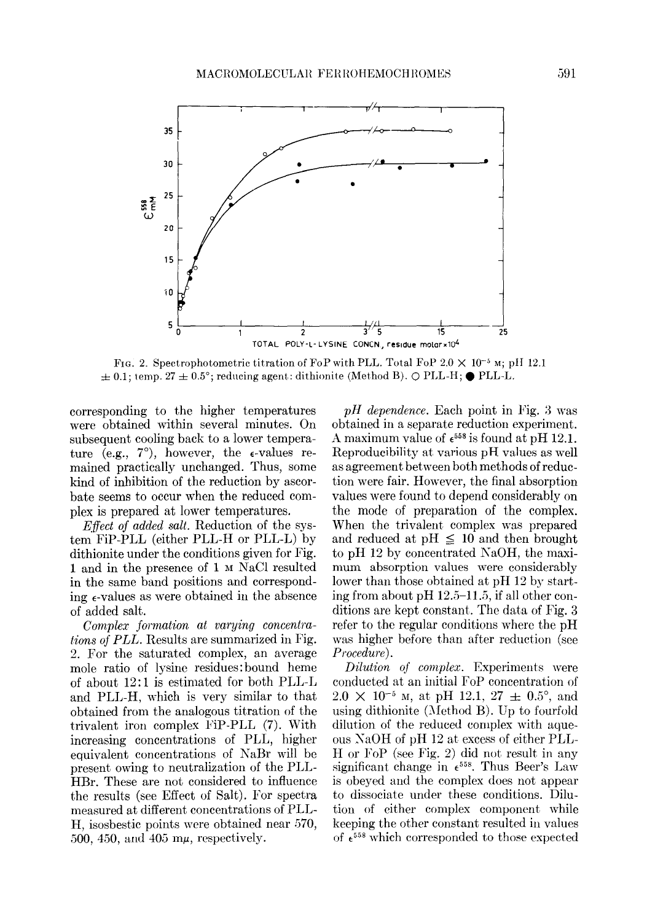FIG. 2. Spectrophotometric titration of FoP with PLL. Total FoP $2.0 \times 10^{-5}$ M; pH 12.1 $\pm$ 0.1; temp. 27 $\pm$ 0.5°; reducing agent: dithionite (Method B). ○ PLL-H; ● PLL-L.

corresponding to the higher temperatures were obtained within several minutes. On subsequent cooling back to a lower temperature (e.g., 7°), however, the $\epsilon$-values remained practically unchanged. Thus, some kind of inhibition of the reduction by ascorbate seems to occur when the reduced complex is prepared at lower temperatures.

*Effect of added salt.* Reduction of the system FiP-PLL (either PLL-H or PLL-L) by dithionite under the conditions given for Fig. 1 and in the presence of 1 M NaCl resulted in the same band positions and corresponding $\epsilon$-values as were obtained in the absence of added salt.

*Complex formation at varying concentrations of PLL.* Results are summarized in Fig. 2. For the saturated complex, an average mole ratio of lysine residues:bound heme of about 12:1 is estimated for both PLL-L and PLL-H, which is very similar to that obtained from the analogous titration of the trivalent iron complex FiP-PLL (7). With increasing concentrations of PLL, higher equivalent concentrations of NaBr will be present owing to neutralization of the PLL-HBr. These are not considered to influence the results (see Effect of Salt). For spectra measured at different concentrations of PLL-H, isosbestic points were obtained near 570, 500, 450, and 405 m$\mu$, respectively.

*pH dependence.* Each point in Fig. 3 was obtained in a separate reduction experiment. A maximum value of $\epsilon^{558}$ is found at pH 12.1. Reproducibility at various pH values as well as agreement between both methods of reduction were fair. However, the final absorption values were found to depend considerably on the mode of preparation of the complex. When the trivalent complex was prepared and reduced at pH $\leqq$ 10 and then brought to pH 12 by concentrated NaOH, the maximum absorption values were considerably lower than those obtained at pH 12 by starting from about pH 12.5–11.5, if all other conditions are kept constant. The data of Fig. 3 refer to the regular conditions where the pH was higher before than after reduction (see *Procedure*).

*Dilution of complex.* Experiments were conducted at an initial FoP concentration of $2.0 \times 10^{-5}$ M, at pH 12.1, 27 $\pm$ 0.5°, and using dithionite (Method B). Up to fourfold dilution of the reduced complex with aqueous NaOH of pH 12 at excess of either PLL-H or FoP (see Fig. 2) did not result in any significant change in $\epsilon^{558}$. Thus Beer's Law is obeyed and the complex does not appear to dissociate under these conditions. Dilution of either complex component while keeping the other constant resulted in values of $\epsilon^{558}$ which corresponded to those expected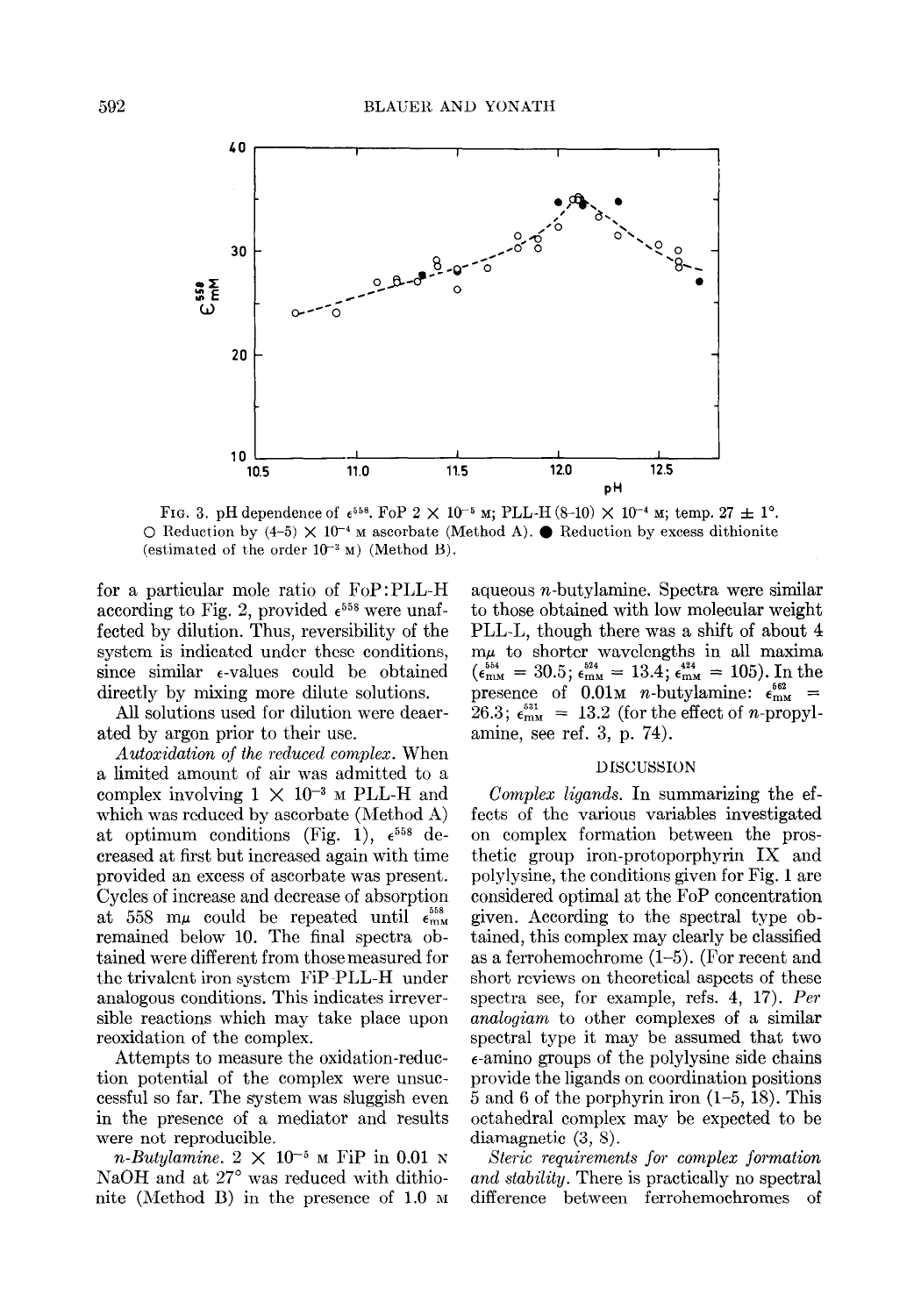FIG. 3. pH dependence of $\epsilon^{558}$. FoP $2 \times 10^{-5}$ M; PLL-H $(8\text{-}10) \times 10^{-4}$ M; temp. $27 \pm 1°$. ○ Reduction by $(4\text{-}5) \times 10^{-4}$ M ascorbate (Method A). ● Reduction by excess dithionite (estimated of the order $10^{-3}$ M) (Method B).

for a particular mole ratio of FoP:PLL-H according to Fig. 2, provided $\epsilon^{558}$ were unaffected by dilution. Thus, reversibility of the system is indicated under these conditions, since similar $\epsilon$-values could be obtained directly by mixing more dilute solutions.

All solutions used for dilution were deaerated by argon prior to their use.

*Autoxidation of the reduced complex.* When a limited amount of air was admitted to a complex involving $1 \times 10^{-3}$ M PLL-H and which was reduced by ascorbate (Method A) at optimum conditions (Fig. 1), $\epsilon^{558}$ decreased at first but increased again with time provided an excess of ascorbate was present. Cycles of increase and decrease of absorption at 558 mμ could be repeated until $\epsilon_{\text{mM}}^{558}$ remained below 10. The final spectra obtained were different from those measured for the trivalent iron system FiP-PLL-H under analogous conditions. This indicates irreversible reactions which may take place upon reoxidation of the complex.

Attempts to measure the oxidation-reduction potential of the complex were unsuccessful so far. The system was sluggish even in the presence of a mediator and results were not reproducible.

*n-Butylamine.* $2 \times 10^{-5}$ M FiP in 0.01 N NaOH and at 27° was reduced with dithionite (Method B) in the presence of 1.0 M aqueous *n*-butylamine. Spectra were similar to those obtained with low molecular weight PLL-L, though there was a shift of about 4 mμ to shorter wavelengths in all maxima ($\epsilon_{\text{mM}}^{554} = 30.5$; $\epsilon_{\text{mM}}^{524} = 13.4$; $\epsilon_{\text{mM}}^{424} = 105$). In the presence of 0.01M *n*-butylamine: $\epsilon_{\text{mM}}^{562} = 26.3$; $\epsilon_{\text{mM}}^{531} = 13.2$ (for the effect of *n*-propylamine, see ref. 3, p. 74).

## DISCUSSION

*Complex ligands.* In summarizing the effects of the various variables investigated on complex formation between the prosthetic group iron-protoporphyrin IX and polylysine, the conditions given for Fig. 1 are considered optimal at the FoP concentration given. According to the spectral type obtained, this complex may clearly be classified as a ferrohemochrome (1–5). (For recent and short reviews on theoretical aspects of these spectra see, for example, refs. 4, 17). *Per analogiam* to other complexes of a similar spectral type it may be assumed that two $\epsilon$-amino groups of the polylysine side chains provide the ligands on coordination positions 5 and 6 of the porphyrin iron (1–5, 18). This octahedral complex may be expected to be diamagnetic (3, 8).

*Steric requirements for complex formation and stability.* There is practically no spectral difference between ferrohemochromes of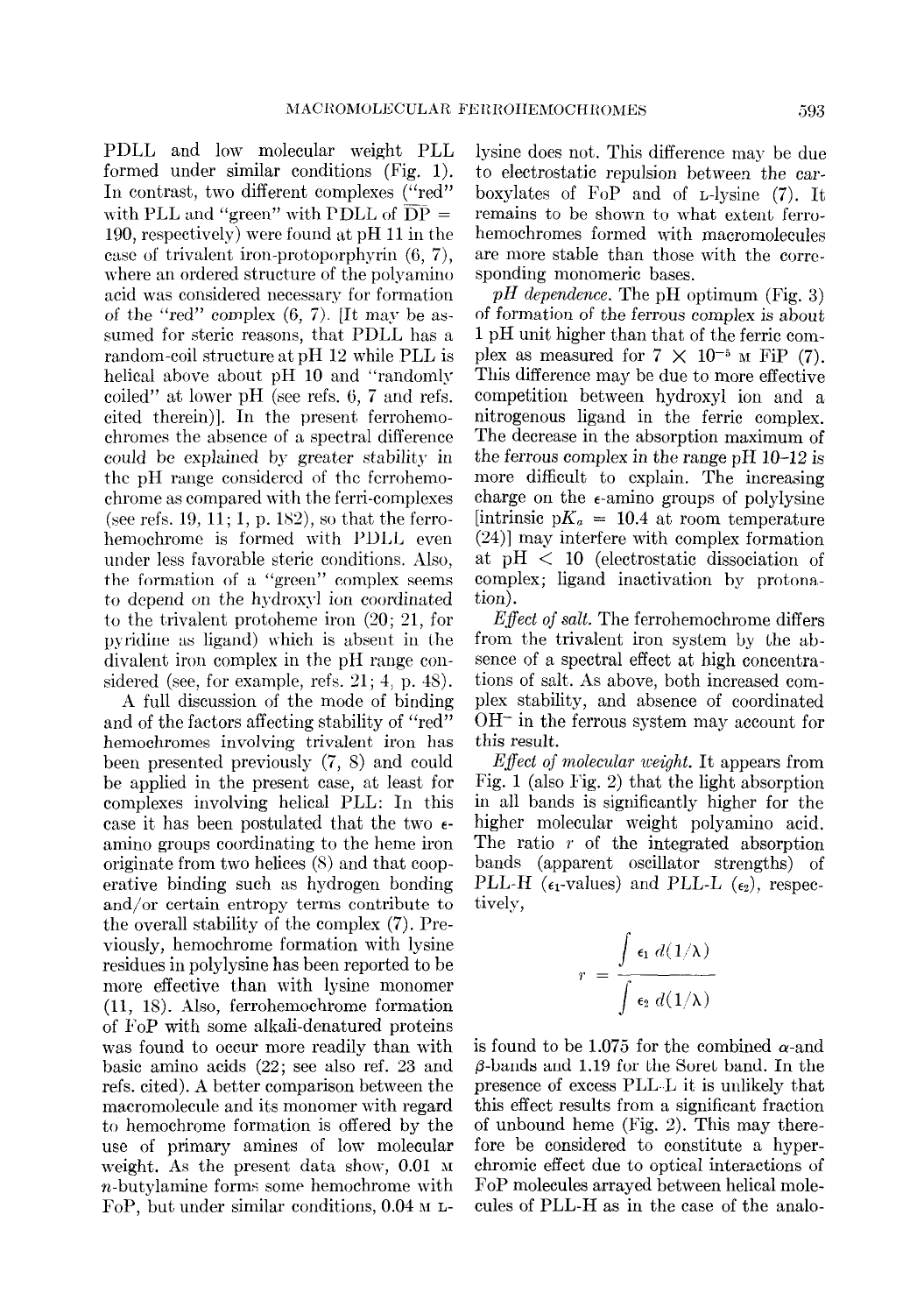PDLL and low molecular weight PLL formed under similar conditions (Fig. 1). In contrast, two different complexes ("red" with PLL and "green" with PDLL of $\overline{DP}$ = 190, respectively) were found at pH 11 in the case of trivalent iron-protoporphyrin (6, 7), where an ordered structure of the polyamino acid was considered necessary for formation of the "red" complex (6, 7). [It may be assumed for steric reasons, that PDLL has a random-coil structure at pH 12 while PLL is helical above about pH 10 and "randomly coiled" at lower pH (see refs. 6, 7 and refs. cited therein)]. In the present ferrohemochromes the absence of a spectral difference could be explained by greater stability in the pH range considered of the ferrohemochrome as compared with the ferri-complexes (see refs. 19, 11; 1, p. 182), so that the ferrohemochrome is formed with PDLL even under less favorable steric conditions. Also, the formation of a "green" complex seems to depend on the hydroxyl ion coordinated to the trivalent protoheme iron (20; 21, for pyridine as ligand) which is absent in the divalent iron complex in the pH range considered (see, for example, refs. 21; 4, p. 48).

A full discussion of the mode of binding and of the factors affecting stability of "red" hemochromes involving trivalent iron has been presented previously (7, 8) and could be applied in the present case, at least for complexes involving helical PLL: In this case it has been postulated that the two ε-amino groups coordinating to the heme iron originate from two helices (8) and that cooperative binding such as hydrogen bonding and/or certain entropy terms contribute to the overall stability of the complex (7). Previously, hemochrome formation with lysine residues in polylysine has been reported to be more effective than with lysine monomer (11, 18). Also, ferrohemochrome formation of FoP with some alkali-denatured proteins was found to occur more readily than with basic amino acids (22; see also ref. 23 and refs. cited). A better comparison between the macromolecule and its monomer with regard to hemochrome formation is offered by the use of primary amines of low molecular weight. As the present data show, 0.01 M $n$-butylamine forms some hemochrome with FoP, but under similar conditions, 0.04 M L-lysine does not. This difference may be due to electrostatic repulsion between the carboxylates of FoP and of L-lysine (7). It remains to be shown to what extent ferrohemochromes formed with macromolecules are more stable than those with the corresponding monomeric bases.

*pH dependence.* The pH optimum (Fig. 3) of formation of the ferrous complex is about 1 pH unit higher than that of the ferric complex as measured for $7 \times 10^{-5}$ M FiP (7). This difference may be due to more effective competition between hydroxyl ion and a nitrogenous ligand in the ferric complex. The decrease in the absorption maximum of the ferrous complex in the range pH 10–12 is more difficult to explain. The increasing charge on the ε-amino groups of polylysine [intrinsic $pK_a$ = 10.4 at room temperature (24)] may interfere with complex formation at pH < 10 (electrostatic dissociation of complex; ligand inactivation by protonation).

*Effect of salt.* The ferrohemochrome differs from the trivalent iron system by the absence of a spectral effect at high concentrations of salt. As above, both increased complex stability, and absence of coordinated $OH^-$ in the ferrous system may account for this result.

*Effect of molecular weight.* It appears from Fig. 1 (also Fig. 2) that the light absorption in all bands is significantly higher for the higher molecular weight polyamino acid. The ratio $r$ of the integrated absorption bands (apparent oscillator strengths) of PLL-H ($\epsilon_1$-values) and PLL-L ($\epsilon_2$), respectively,

$$r = \frac{\int \epsilon_1 \, d(1/\lambda)}{\int \epsilon_2 \, d(1/\lambda)}$$

is found to be 1.075 for the combined α-and β-bands and 1.19 for the Soret band. In the presence of excess PLL-L it is unlikely that this effect results from a significant fraction of unbound heme (Fig. 2). This may therefore be considered to constitute a hyperchromic effect due to optical interactions of FoP molecules arrayed between helical molecules of PLL-H as in the case of the analo-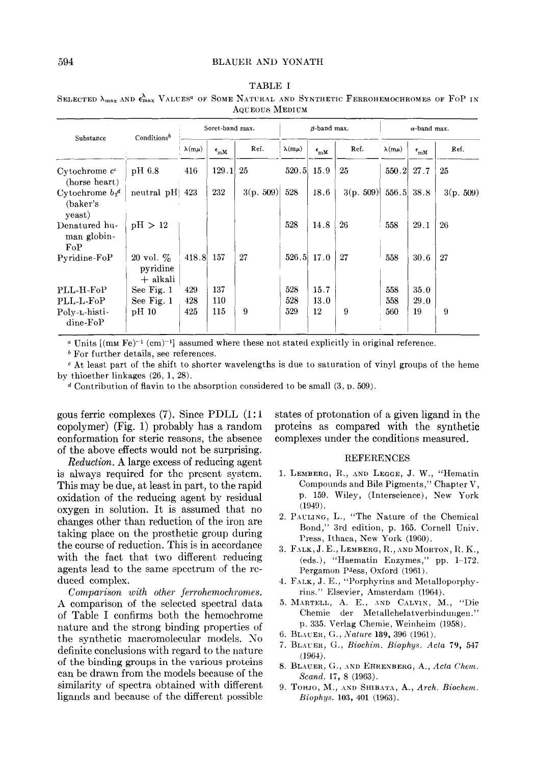TABLE I

SELECTED $\lambda_{max}$ AND $\epsilon^{\lambda}_{max}$ VALUES[a] OF SOME NATURAL AND SYNTHETIC FERROHEMOCHROMES OF FoP IN AQUEOUS MEDIUM

| Substance | Conditions[b] | Soret-band max. | | | β-band max. | | | α-band max. | | |
|---|---|---|---|---|---|---|---|---|---|---|
| | | λ(mμ) | $\epsilon_{mM}$ | Ref. | λ(mμ) | $\epsilon_{mM}$ | Ref. | λ(mμ) | $\epsilon_{mM}$ | Ref. |
| Cytochrome c[c] (horse heart) | pH 6.8 | 416 | 129.1 | 25 | 520.5 | 15.9 | 25 | 550.2 | 27.7 | 25 |
| Cytochrome $b_2$[d] (baker's yeast) | neutral pH | 423 | 232 | 3(p. 509) | 528 | 18.6 | 3(p. 509) | 556.5 | 38.8 | 3(p. 509) |
| Denatured human globin-FoP | pH > 12 | | | | 528 | 14.8 | 26 | 558 | 29.1 | 26 |
| Pyridine-FoP | 20 vol. % pyridine + alkali | 418.8 | 157 | 27 | 526.5 | 17.0 | 27 | 558 | 30.6 | 27 |
| PLL-H-FoP | See Fig. 1 | 429 | 137 | | 528 | 15.7 | | 558 | 35.0 | |
| PLL-L-FoP | See Fig. 1 | 428 | 110 | | 528 | 13.0 | | 558 | 29.0 | |
| Poly-L-histidine-FoP | pH 10 | 425 | 115 | 9 | 529 | 12 | 9 | 560 | 19 | 9 |

[a] Units [(mM Fe)$^{-1}$ (cm)$^{-1}$] assumed where these not stated explicitly in original reference.

[b] For further details, see references.

[c] At least part of the shift to shorter wavelengths is due to saturation of vinyl groups of the heme by thioether linkages (26, 1, 28).

[d] Contribution of flavin to the absorption considered to be small (3, p. 509).

gous ferric complexes (7). Since PDLL (1:1 copolymer) (Fig. 1) probably has a random conformation for steric reasons, the absence of the above effects would not be surprising.

*Reduction.* A large excess of reducing agent is always required for the present system. This may be due, at least in part, to the rapid oxidation of the reducing agent by residual oxygen in solution. It is assumed that no changes other than reduction of the iron are taking place on the prosthetic group during the course of reduction. This is in accordance with the fact that two different reducing agents lead to the same spectrum of the reduced complex.

*Comparison with other ferrohemochromes.* A comparison of the selected spectral data of Table I confirms both the hemochrome nature and the strong binding properties of the synthetic macromolecular models. No definite conclusions with regard to the nature of the binding groups in the various proteins can be drawn from the models because of the similarity of spectra obtained with different ligands and because of the different possible states of protonation of a given ligand in the proteins as compared with the synthetic complexes under the conditions measured.

## REFERENCES

1. LEMBERG, R., AND LEGGE, J. W., "Hematin Compounds and Bile Pigments," Chapter V, p. 159. Wiley, (Interscience), New York (1949).
2. PAULING, L., "The Nature of the Chemical Bond," 3rd edition, p. 165. Cornell Univ. Press, Ithaca, New York (1960).
3. FALK, J. E., LEMBERG, R., AND MORTON, R. K., (eds.), "Haematin Enzymes," pp. 1–172. Pergamon Press, Oxford (1961).
4. FALK, J. E., "Porphyrins and Metalloporphyrins." Elsevier, Amsterdam (1964).
5. MARTELL, A. E., AND CALVIN, M., "Die Chemie der Metallchelatverbindungen." p. 335. Verlag Chemie, Weinheim (1958).
6. BLAUER, G., *Nature* **189**, 396 (1961).
7. BLAUER, G., *Biochim. Biophys. Acta* **79**, 547 (1964).
8. BLAUER, G., AND EHRENBERG, A., *Acta Chem. Scand.* **17**, 8 (1963).
9. TOHJO, M., AND SHIBATA, A., *Arch. Biochem. Biophys.* **103**, 401 (1963).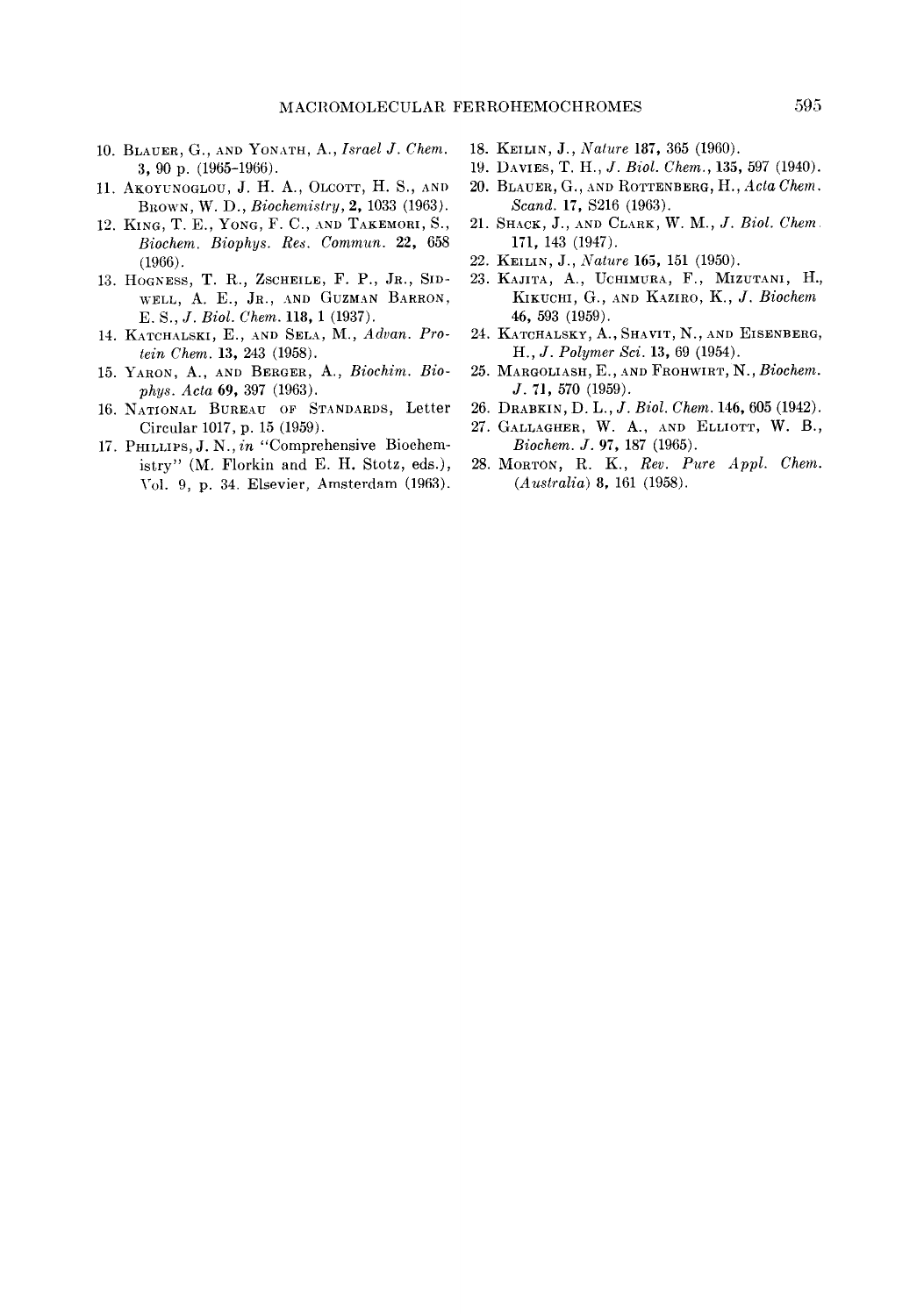10. Blauer, G., and Yonath, A., *Israel J. Chem.* **3,** 90 p. (1965–1966).
11. Akoyunoglou, J. H. A., Olcott, H. S., and Brown, W. D., *Biochemistry,* **2,** 1033 (1963).
12. King, T. E., Yong, F. C., and Takemori, S., *Biochem. Biophys. Res. Commun.* **22,** 658 (1966).
13. Hogness, T. R., Zscheile, F. P., Jr., Sidwell, A. E., Jr., and Guzman Barron, E. S., *J. Biol. Chem.* **118,** 1 (1937).
14. Katchalski, E., and Sela, M., *Advan. Protein Chem.* **13,** 243 (1958).
15. Yaron, A., and Berger, A., *Biochim. Biophys. Acta* **69,** 397 (1963).
16. National Bureau of Standards, Letter Circular 1017, p. 15 (1959).
17. Phillips, J. N., *in* "Comprehensive Biochemistry" (M. Florkin and E. H. Stotz, eds.), Vol. 9, p. 34. Elsevier, Amsterdam (1963).
18. Keilin, J., *Nature* **187,** 365 (1960).
19. Davies, T. H., *J. Biol. Chem.,* **135,** 597 (1940).
20. Blauer, G., and Rottenberg, H., *Acta Chem. Scand.* **17,** S216 (1963).
21. Shack, J., and Clark, W. M., *J. Biol. Chem.* **171,** 143 (1947).
22. Keilin, J., *Nature* **165,** 151 (1950).
23. Kajita, A., Uchimura, F., Mizutani, H., Kikuchi, G., and Kaziro, K., *J. Biochem* **46,** 593 (1959).
24. Katchalsky, A., Shavit, N., and Eisenberg, H., *J. Polymer Sci.* **13,** 69 (1954).
25. Margoliash, E., and Frohwirt, N., *Biochem. J.* **71,** 570 (1959).
26. Drabkin, D. L., *J. Biol. Chem.* **146,** 605 (1942).
27. Gallagher, W. A., and Elliott, W. B., *Biochem. J.* **97,** 187 (1965).
28. Morton, R. K., *Rev. Pure Appl. Chem. (Australia)* **8,** 161 (1958).